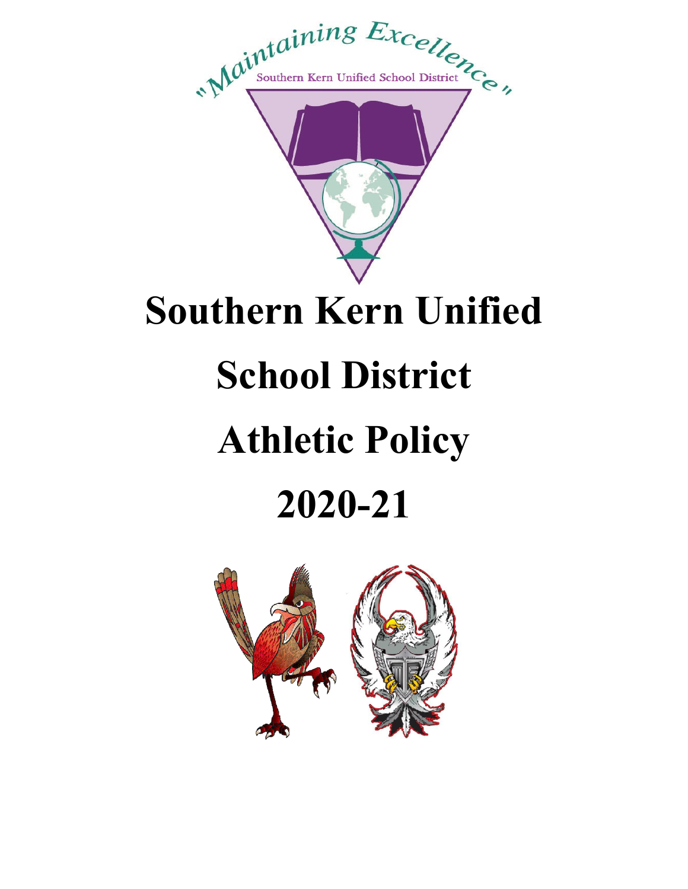"Maintaining Excellence"

Southern Kern Unified School District

# Southern Kern Unified School District Athletic Policy 2020-21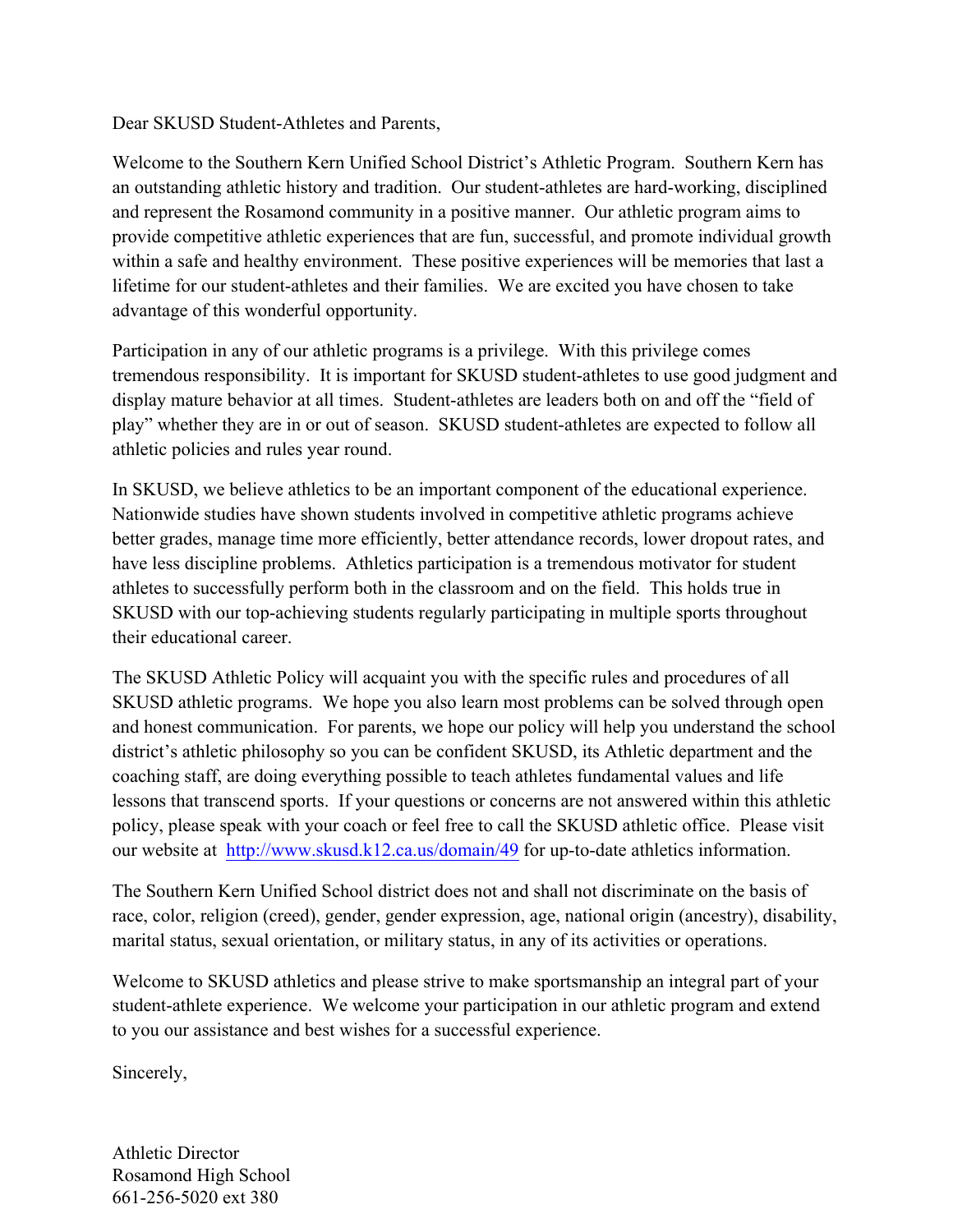Dear SKUSD Student-Athletes and Parents,

Welcome to the Southern Kern Unified School District's Athletic Program. Southern Kern has an outstanding athletic history and tradition. Our student-athletes are hard-working, disciplined and represent the Rosamond community in a positive manner. Our athletic program aims to provide competitive athletic experiences that are fun, successful, and promote individual growth within a safe and healthy environment. These positive experiences will be memories that last a lifetime for our student-athletes and their families. We are excited you have chosen to take advantage of this wonderful opportunity.

Participation in any of our athletic programs is a privilege. With this privilege comes tremendous responsibility. It is important for SKUSD student-athletes to use good judgment and display mature behavior at all times. Student-athletes are leaders both on and off the "field of play" whether they are in or out of season. SKUSD student-athletes are expected to follow all athletic policies and rules year round.

In SKUSD, we believe athletics to be an important component of the educational experience. Nationwide studies have shown students involved in competitive athletic programs achieve better grades, manage time more efficiently, better attendance records, lower dropout rates, and have less discipline problems. Athletics participation is a tremendous motivator for student athletes to successfully perform both in the classroom and on the field. This holds true in SKUSD with our top-achieving students regularly participating in multiple sports throughout their educational career.

The SKUSD Athletic Policy will acquaint you with the specific rules and procedures of all SKUSD athletic programs. We hope you also learn most problems can be solved through open and honest communication. For parents, we hope our policy will help you understand the school district's athletic philosophy so you can be confident SKUSD, its Athletic department and the coaching staff, are doing everything possible to teach athletes fundamental values and life lessons that transcend sports. If your questions or concerns are not answered within this athletic policy, please speak with your coach or feel free to call the SKUSD athletic office. Please visit our website at [http://www.skusd.k12.ca.us/domain/49](http://www.skusd.k12.ca.us/domain/49) for up-to-date athletics information.

The Southern Kern Unified School district does not and shall not discriminate on the basis of race, color, religion (creed), gender, gender expression, age, national origin (ancestry), disability, marital status, sexual orientation, or military status, in any of its activities or operations.

Welcome to SKUSD athletics and please strive to make sportsmanship an integral part of your student-athlete experience. We welcome your participation in our athletic program and extend to you our assistance and best wishes for a successful experience.

Sincerely,

Athletic Director
Rosamond High School
661-256-5020 ext 380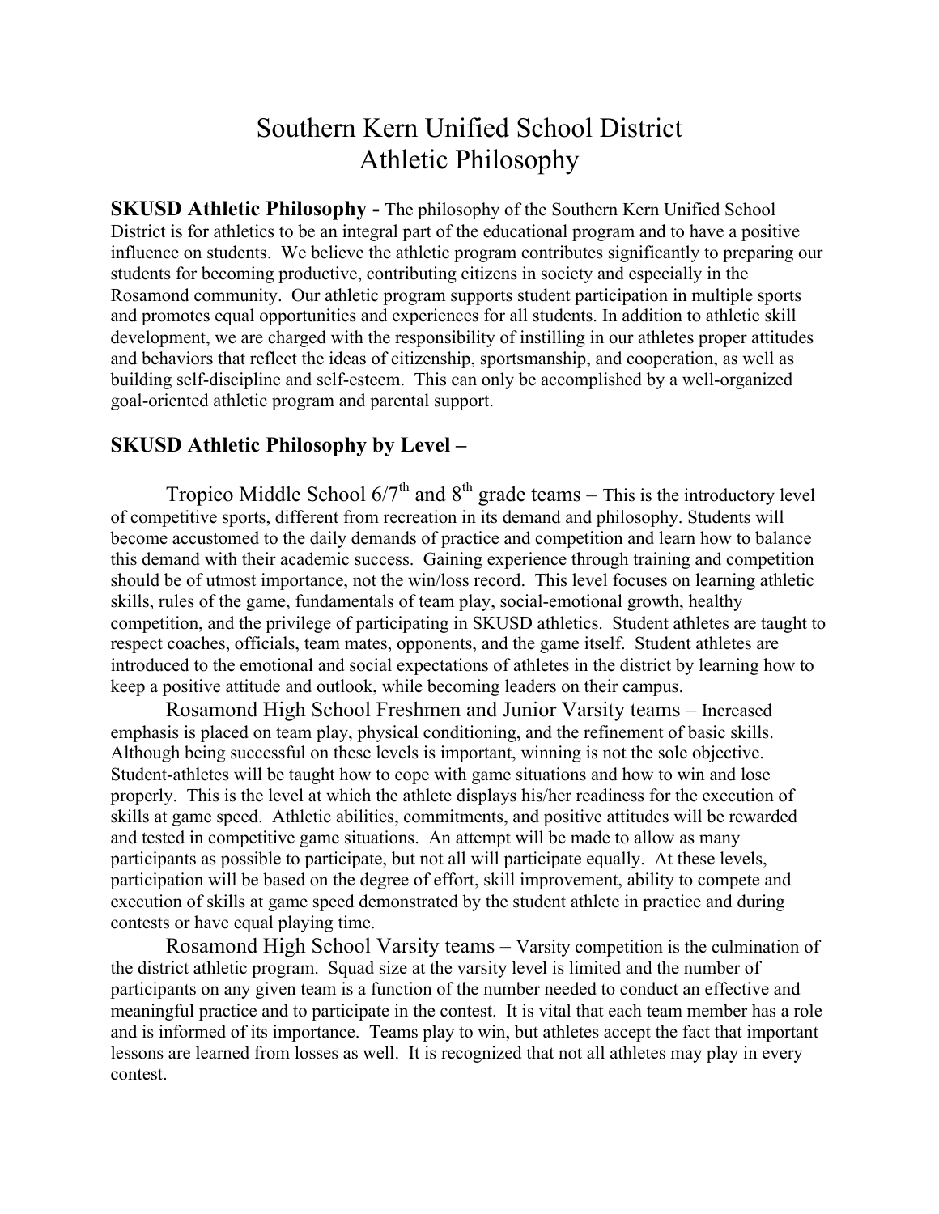# Southern Kern Unified School District
# Athletic Philosophy

**SKUSD Athletic Philosophy -** The philosophy of the Southern Kern Unified School District is for athletics to be an integral part of the educational program and to have a positive influence on students. We believe the athletic program contributes significantly to preparing our students for becoming productive, contributing citizens in society and especially in the Rosamond community. Our athletic program supports student participation in multiple sports and promotes equal opportunities and experiences for all students. In addition to athletic skill development, we are charged with the responsibility of instilling in our athletes proper attitudes and behaviors that reflect the ideas of citizenship, sportsmanship, and cooperation, as well as building self-discipline and self-esteem. This can only be accomplished by a well-organized goal-oriented athletic program and parental support.

## SKUSD Athletic Philosophy by Level –

Tropico Middle School 6/7th and 8th grade teams – This is the introductory level of competitive sports, different from recreation in its demand and philosophy. Students will become accustomed to the daily demands of practice and competition and learn how to balance this demand with their academic success. Gaining experience through training and competition should be of utmost importance, not the win/loss record. This level focuses on learning athletic skills, rules of the game, fundamentals of team play, social-emotional growth, healthy competition, and the privilege of participating in SKUSD athletics. Student athletes are taught to respect coaches, officials, team mates, opponents, and the game itself. Student athletes are introduced to the emotional and social expectations of athletes in the district by learning how to keep a positive attitude and outlook, while becoming leaders on their campus.

Rosamond High School Freshmen and Junior Varsity teams – Increased emphasis is placed on team play, physical conditioning, and the refinement of basic skills. Although being successful on these levels is important, winning is not the sole objective. Student-athletes will be taught how to cope with game situations and how to win and lose properly. This is the level at which the athlete displays his/her readiness for the execution of skills at game speed. Athletic abilities, commitments, and positive attitudes will be rewarded and tested in competitive game situations. An attempt will be made to allow as many participants as possible to participate, but not all will participate equally. At these levels, participation will be based on the degree of effort, skill improvement, ability to compete and execution of skills at game speed demonstrated by the student athlete in practice and during contests or have equal playing time.

Rosamond High School Varsity teams – Varsity competition is the culmination of the district athletic program. Squad size at the varsity level is limited and the number of participants on any given team is a function of the number needed to conduct an effective and meaningful practice and to participate in the contest. It is vital that each team member has a role and is informed of its importance. Teams play to win, but athletes accept the fact that important lessons are learned from losses as well. It is recognized that not all athletes may play in every contest.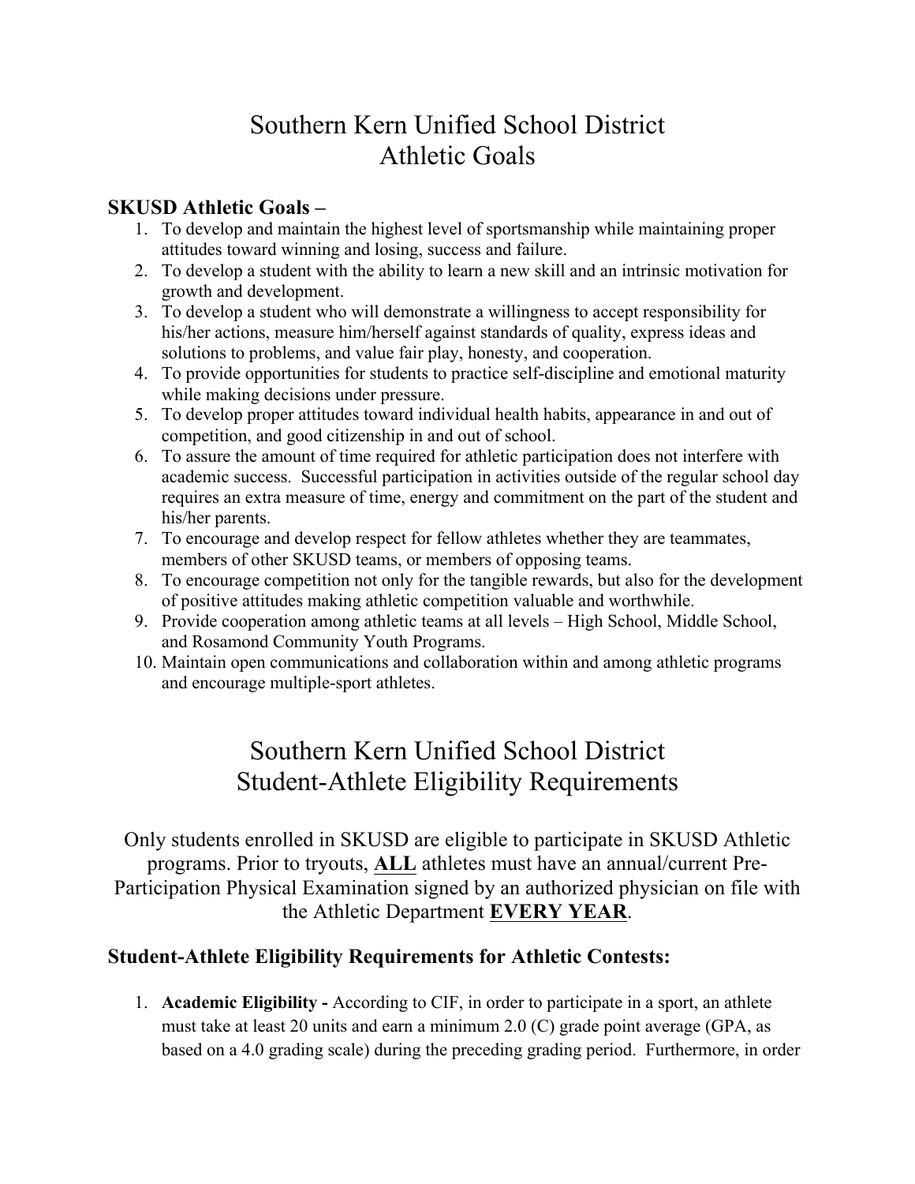# Southern Kern Unified School District
# Athletic Goals

### SKUSD Athletic Goals –

1. To develop and maintain the highest level of sportsmanship while maintaining proper attitudes toward winning and losing, success and failure.
2. To develop a student with the ability to learn a new skill and an intrinsic motivation for growth and development.
3. To develop a student who will demonstrate a willingness to accept responsibility for his/her actions, measure him/herself against standards of quality, express ideas and solutions to problems, and value fair play, honesty, and cooperation.
4. To provide opportunities for students to practice self-discipline and emotional maturity while making decisions under pressure.
5. To develop proper attitudes toward individual health habits, appearance in and out of competition, and good citizenship in and out of school.
6. To assure the amount of time required for athletic participation does not interfere with academic success. Successful participation in activities outside of the regular school day requires an extra measure of time, energy and commitment on the part of the student and his/her parents.
7. To encourage and develop respect for fellow athletes whether they are teammates, members of other SKUSD teams, or members of opposing teams.
8. To encourage competition not only for the tangible rewards, but also for the development of positive attitudes making athletic competition valuable and worthwhile.
9. Provide cooperation among athletic teams at all levels – High School, Middle School, and Rosamond Community Youth Programs.
10. Maintain open communications and collaboration within and among athletic programs and encourage multiple-sport athletes.

# Southern Kern Unified School District
# Student-Athlete Eligibility Requirements

Only students enrolled in SKUSD are eligible to participate in SKUSD Athletic programs. Prior to tryouts, **ALL** athletes must have an annual/current Pre-Participation Physical Examination signed by an authorized physician on file with the Athletic Department **EVERY YEAR**.

### Student-Athlete Eligibility Requirements for Athletic Contests:

1. **Academic Eligibility -** According to CIF, in order to participate in a sport, an athlete must take at least 20 units and earn a minimum 2.0 (C) grade point average (GPA, as based on a 4.0 grading scale) during the preceding grading period. Furthermore, in order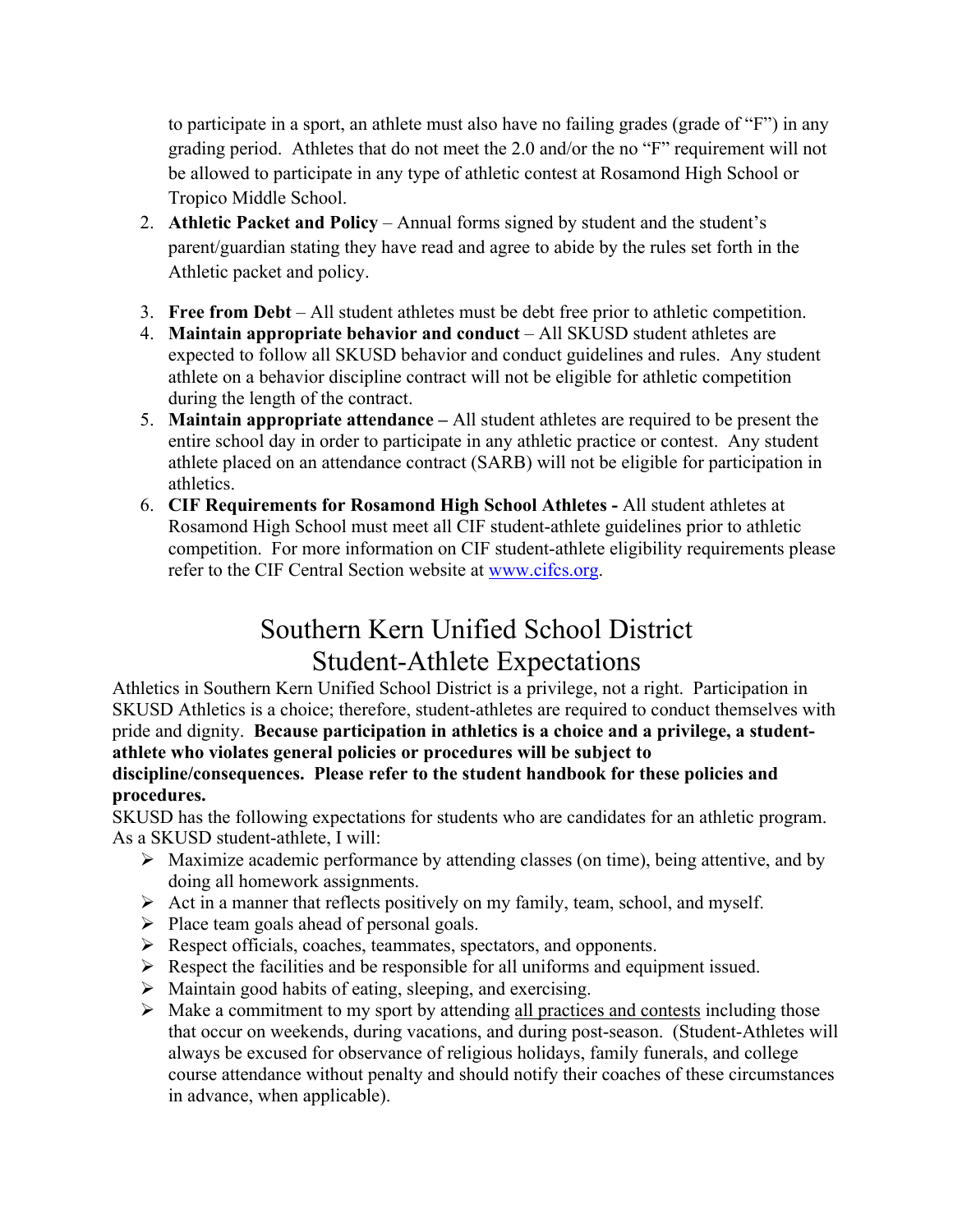to participate in a sport, an athlete must also have no failing grades (grade of "F") in any grading period. Athletes that do not meet the 2.0 and/or the no "F" requirement will not be allowed to participate in any type of athletic contest at Rosamond High School or Tropico Middle School.

2. **Athletic Packet and Policy** – Annual forms signed by student and the student's parent/guardian stating they have read and agree to abide by the rules set forth in the Athletic packet and policy.
3. **Free from Debt** – All student athletes must be debt free prior to athletic competition.
4. **Maintain appropriate behavior and conduct** – All SKUSD student athletes are expected to follow all SKUSD behavior and conduct guidelines and rules. Any student athlete on a behavior discipline contract will not be eligible for athletic competition during the length of the contract.
5. **Maintain appropriate attendance –** All student athletes are required to be present the entire school day in order to participate in any athletic practice or contest. Any student athlete placed on an attendance contract (SARB) will not be eligible for participation in athletics.
6. **CIF Requirements for Rosamond High School Athletes -** All student athletes at Rosamond High School must meet all CIF student-athlete guidelines prior to athletic competition. For more information on CIF student-athlete eligibility requirements please refer to the CIF Central Section website at www.cifcs.org.

# Southern Kern Unified School District Student-Athlete Expectations

Athletics in Southern Kern Unified School District is a privilege, not a right. Participation in SKUSD Athletics is a choice; therefore, student-athletes are required to conduct themselves with pride and dignity. **Because participation in athletics is a choice and a privilege, a student-athlete who violates general policies or procedures will be subject to discipline/consequences. Please refer to the student handbook for these policies and procedures.**

SKUSD has the following expectations for students who are candidates for an athletic program. As a SKUSD student-athlete, I will:

- Maximize academic performance by attending classes (on time), being attentive, and by doing all homework assignments.
- Act in a manner that reflects positively on my family, team, school, and myself.
- Place team goals ahead of personal goals.
- Respect officials, coaches, teammates, spectators, and opponents.
- Respect the facilities and be responsible for all uniforms and equipment issued.
- Maintain good habits of eating, sleeping, and exercising.
- Make a commitment to my sport by attending all practices and contests including those that occur on weekends, during vacations, and during post-season. (Student-Athletes will always be excused for observance of religious holidays, family funerals, and college course attendance without penalty and should notify their coaches of these circumstances in advance, when applicable).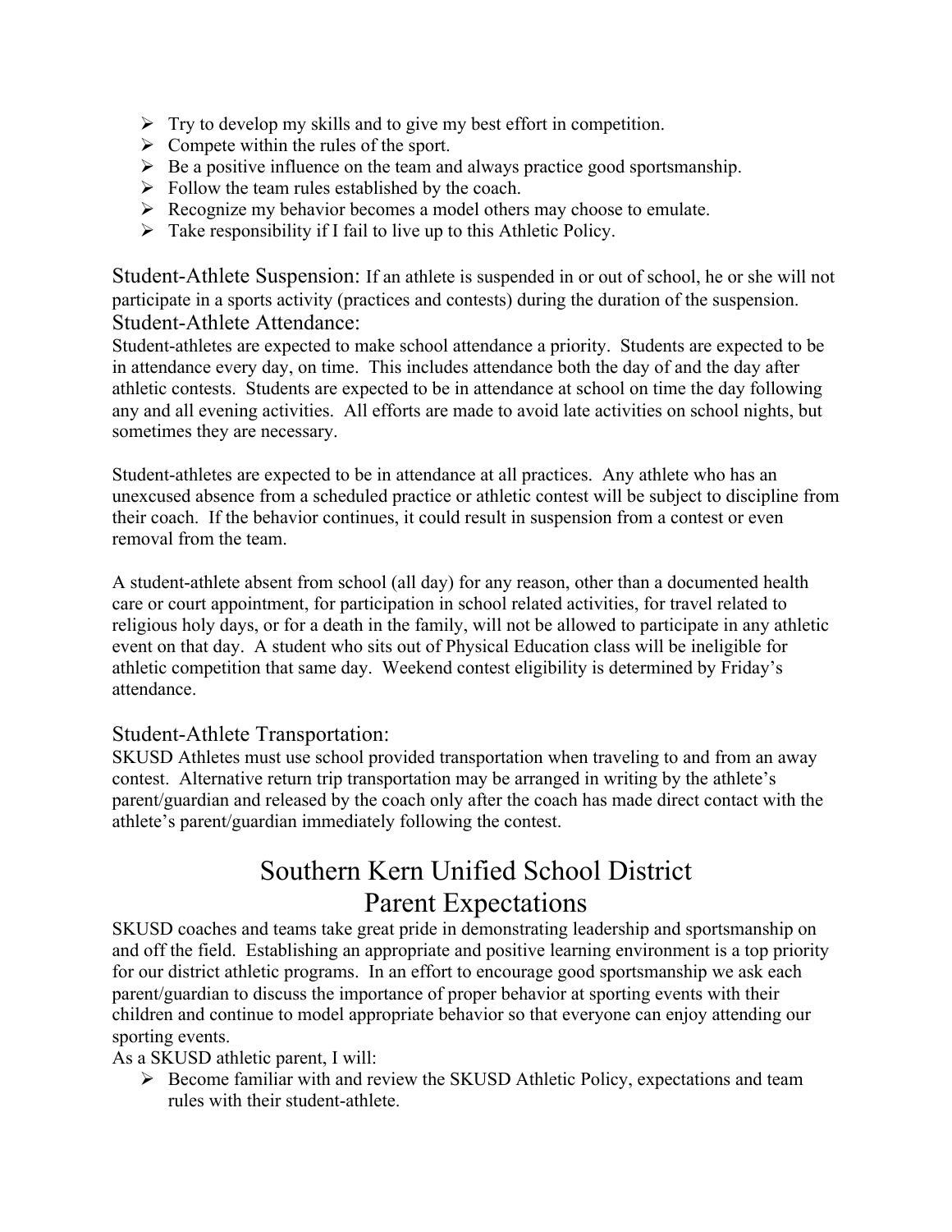- Try to develop my skills and to give my best effort in competition.
- Compete within the rules of the sport.
- Be a positive influence on the team and always practice good sportsmanship.
- Follow the team rules established by the coach.
- Recognize my behavior becomes a model others may choose to emulate.
- Take responsibility if I fail to live up to this Athletic Policy.

### Student-Athlete Suspension:

If an athlete is suspended in or out of school, he or she will not participate in a sports activity (practices and contests) during the duration of the suspension.

### Student-Athlete Attendance:

Student-athletes are expected to make school attendance a priority. Students are expected to be in attendance every day, on time. This includes attendance both the day of and the day after athletic contests. Students are expected to be in attendance at school on time the day following any and all evening activities. All efforts are made to avoid late activities on school nights, but sometimes they are necessary.

Student-athletes are expected to be in attendance at all practices. Any athlete who has an unexcused absence from a scheduled practice or athletic contest will be subject to discipline from their coach. If the behavior continues, it could result in suspension from a contest or even removal from the team.

A student-athlete absent from school (all day) for any reason, other than a documented health care or court appointment, for participation in school related activities, for travel related to religious holy days, or for a death in the family, will not be allowed to participate in any athletic event on that day. A student who sits out of Physical Education class will be ineligible for athletic competition that same day. Weekend contest eligibility is determined by Friday's attendance.

### Student-Athlete Transportation:

SKUSD Athletes must use school provided transportation when traveling to and from an away contest. Alternative return trip transportation may be arranged in writing by the athlete's parent/guardian and released by the coach only after the coach has made direct contact with the athlete's parent/guardian immediately following the contest.

## Southern Kern Unified School District
## Parent Expectations

SKUSD coaches and teams take great pride in demonstrating leadership and sportsmanship on and off the field. Establishing an appropriate and positive learning environment is a top priority for our district athletic programs. In an effort to encourage good sportsmanship we ask each parent/guardian to discuss the importance of proper behavior at sporting events with their children and continue to model appropriate behavior so that everyone can enjoy attending our sporting events.

As a SKUSD athletic parent, I will:

- Become familiar with and review the SKUSD Athletic Policy, expectations and team rules with their student-athlete.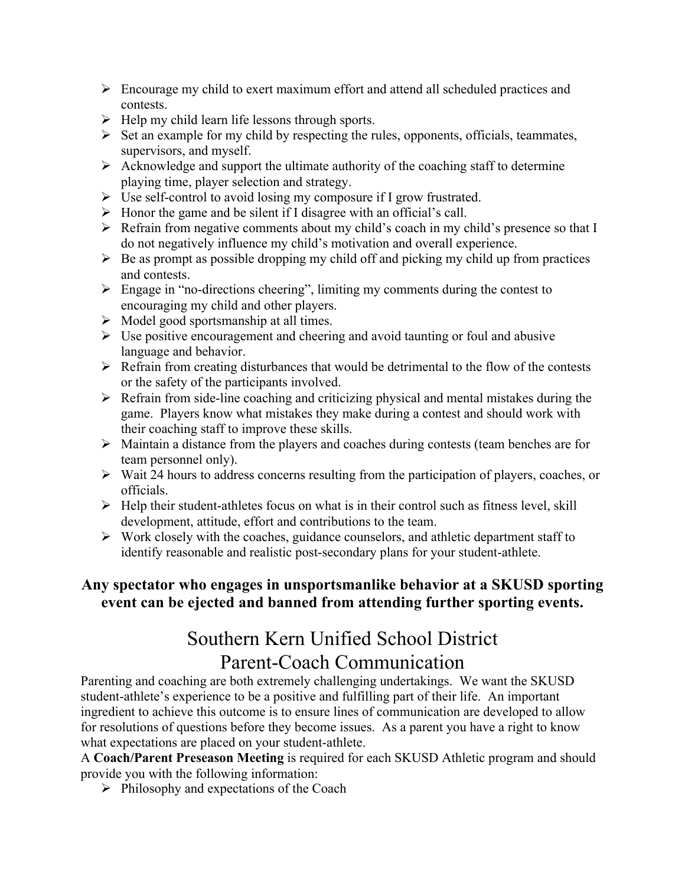- Encourage my child to exert maximum effort and attend all scheduled practices and contests.
- Help my child learn life lessons through sports.
- Set an example for my child by respecting the rules, opponents, officials, teammates, supervisors, and myself.
- Acknowledge and support the ultimate authority of the coaching staff to determine playing time, player selection and strategy.
- Use self-control to avoid losing my composure if I grow frustrated.
- Honor the game and be silent if I disagree with an official's call.
- Refrain from negative comments about my child's coach in my child's presence so that I do not negatively influence my child's motivation and overall experience.
- Be as prompt as possible dropping my child off and picking my child up from practices and contests.
- Engage in "no-directions cheering", limiting my comments during the contest to encouraging my child and other players.
- Model good sportsmanship at all times.
- Use positive encouragement and cheering and avoid taunting or foul and abusive language and behavior.
- Refrain from creating disturbances that would be detrimental to the flow of the contests or the safety of the participants involved.
- Refrain from side-line coaching and criticizing physical and mental mistakes during the game. Players know what mistakes they make during a contest and should work with their coaching staff to improve these skills.
- Maintain a distance from the players and coaches during contests (team benches are for team personnel only).
- Wait 24 hours to address concerns resulting from the participation of players, coaches, or officials.
- Help their student-athletes focus on what is in their control such as fitness level, skill development, attitude, effort and contributions to the team.
- Work closely with the coaches, guidance counselors, and athletic department staff to identify reasonable and realistic post-secondary plans for your student-athlete.

**Any spectator who engages in unsportsmanlike behavior at a SKUSD sporting event can be ejected and banned from attending further sporting events.**

# Southern Kern Unified School District
# Parent-Coach Communication

Parenting and coaching are both extremely challenging undertakings. We want the SKUSD student-athlete's experience to be a positive and fulfilling part of their life. An important ingredient to achieve this outcome is to ensure lines of communication are developed to allow for resolutions of questions before they become issues. As a parent you have a right to know what expectations are placed on your student-athlete.

A **Coach/Parent Preseason Meeting** is required for each SKUSD Athletic program and should provide you with the following information:

- Philosophy and expectations of the Coach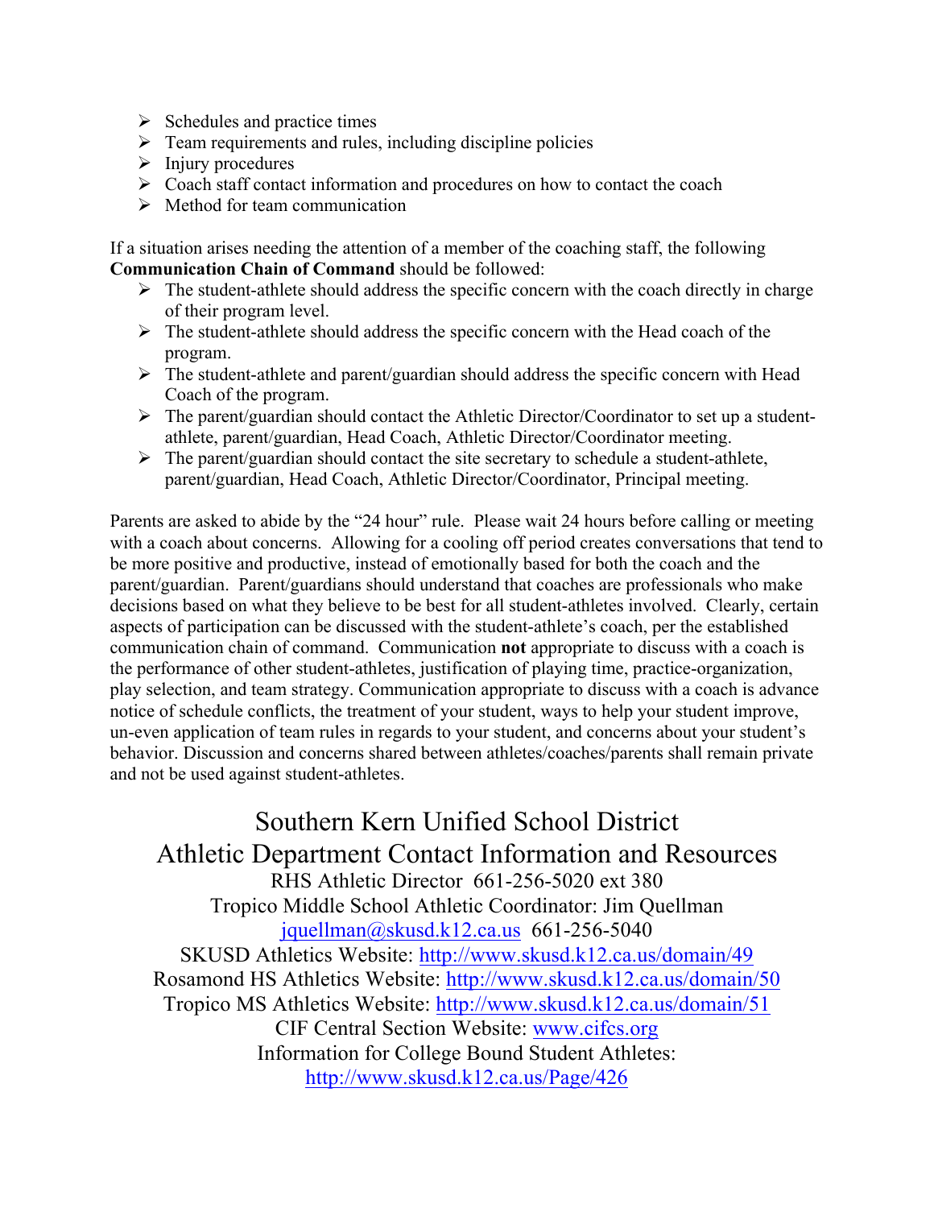- Schedules and practice times
- Team requirements and rules, including discipline policies
- Injury procedures
- Coach staff contact information and procedures on how to contact the coach
- Method for team communication

If a situation arises needing the attention of a member of the coaching staff, the following **Communication Chain of Command** should be followed:

- The student-athlete should address the specific concern with the coach directly in charge of their program level.
- The student-athlete should address the specific concern with the Head coach of the program.
- The student-athlete and parent/guardian should address the specific concern with Head Coach of the program.
- The parent/guardian should contact the Athletic Director/Coordinator to set up a student-athlete, parent/guardian, Head Coach, Athletic Director/Coordinator meeting.
- The parent/guardian should contact the site secretary to schedule a student-athlete, parent/guardian, Head Coach, Athletic Director/Coordinator, Principal meeting.

Parents are asked to abide by the "24 hour" rule. Please wait 24 hours before calling or meeting with a coach about concerns. Allowing for a cooling off period creates conversations that tend to be more positive and productive, instead of emotionally based for both the coach and the parent/guardian. Parent/guardians should understand that coaches are professionals who make decisions based on what they believe to be best for all student-athletes involved. Clearly, certain aspects of participation can be discussed with the student-athlete's coach, per the established communication chain of command. Communication **not** appropriate to discuss with a coach is the performance of other student-athletes, justification of playing time, practice-organization, play selection, and team strategy. Communication appropriate to discuss with a coach is advance notice of schedule conflicts, the treatment of your student, ways to help your student improve, un-even application of team rules in regards to your student, and concerns about your student's behavior. Discussion and concerns shared between athletes/coaches/parents shall remain private and not be used against student-athletes.

## Southern Kern Unified School District
## Athletic Department Contact Information and Resources

RHS Athletic Director 661-256-5020 ext 380

Tropico Middle School Athletic Coordinator: Jim Quellman

jquellman@skusd.k12.ca.us 661-256-5040

SKUSD Athletics Website: http://www.skusd.k12.ca.us/domain/49

Rosamond HS Athletics Website: http://www.skusd.k12.ca.us/domain/50

Tropico MS Athletics Website: http://www.skusd.k12.ca.us/domain/51

CIF Central Section Website: www.cifcs.org

Information for College Bound Student Athletes:

http://www.skusd.k12.ca.us/Page/426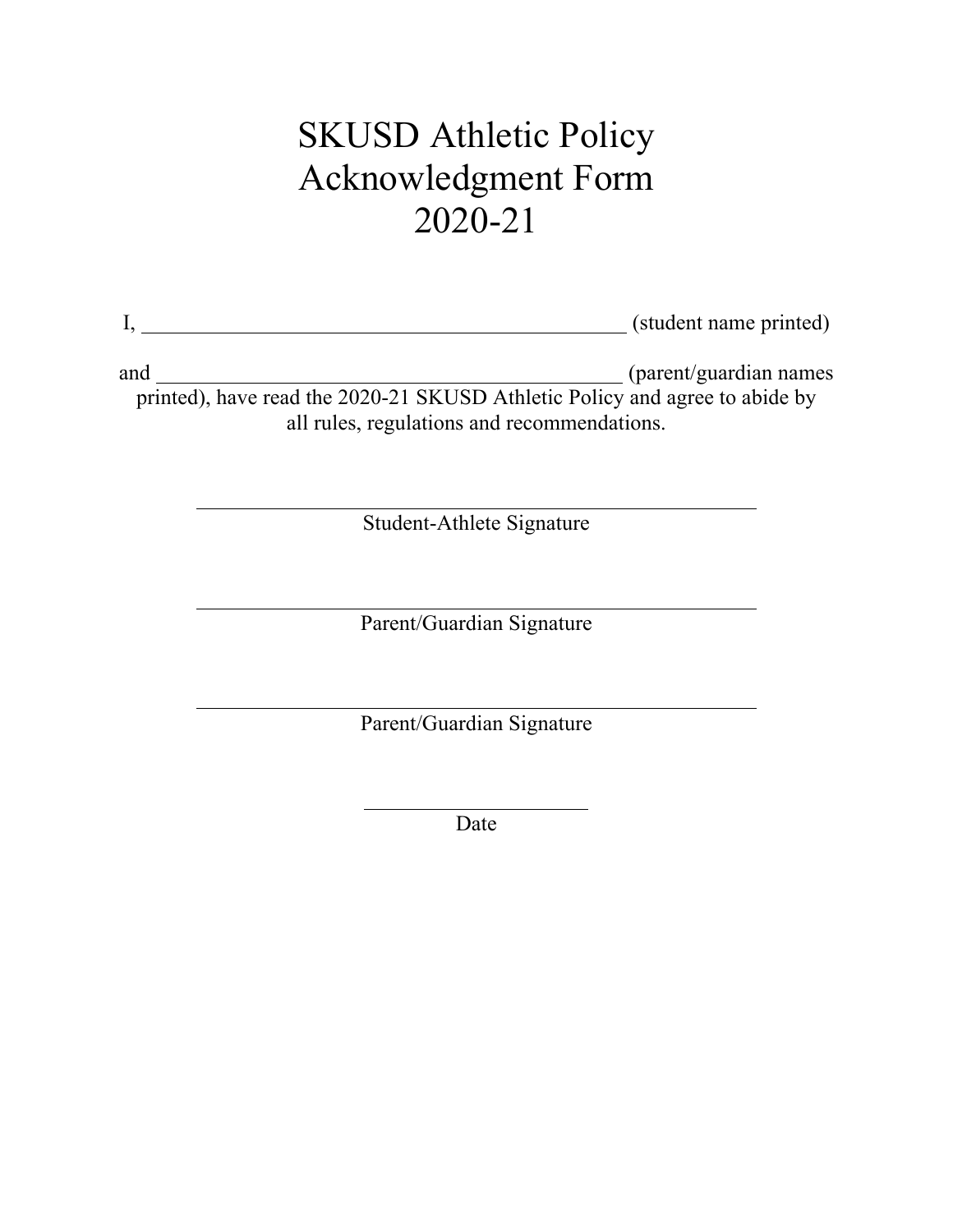# SKUSD Athletic Policy Acknowledgment Form 2020-21

I, ______________________________________________ (student name printed)

and ____________________________________________ (parent/guardian names printed), have read the 2020-21 SKUSD Athletic Policy and agree to abide by all rules, regulations and recommendations.

______________________________________________
Student-Athlete Signature

______________________________________________
Parent/Guardian Signature

______________________________________________
Parent/Guardian Signature

______________________
Date